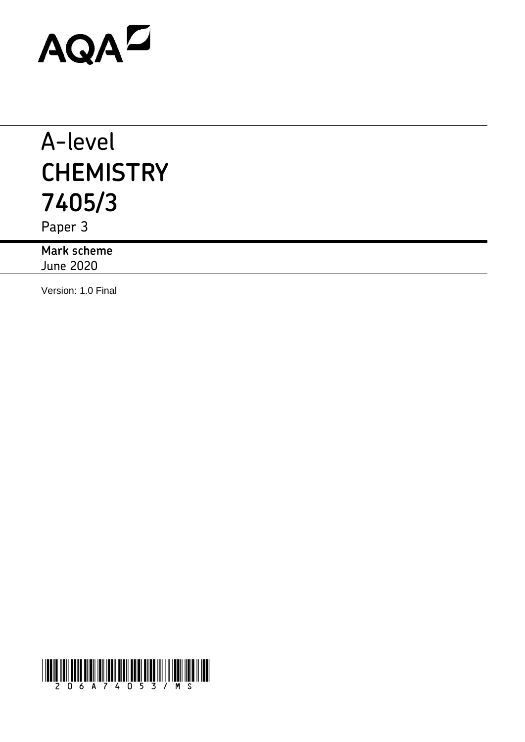AQA

# A-level
# CHEMISTRY
# 7405/3

Paper 3

**Mark scheme**
June 2020

Version: 1.0 Final

206A74053/MS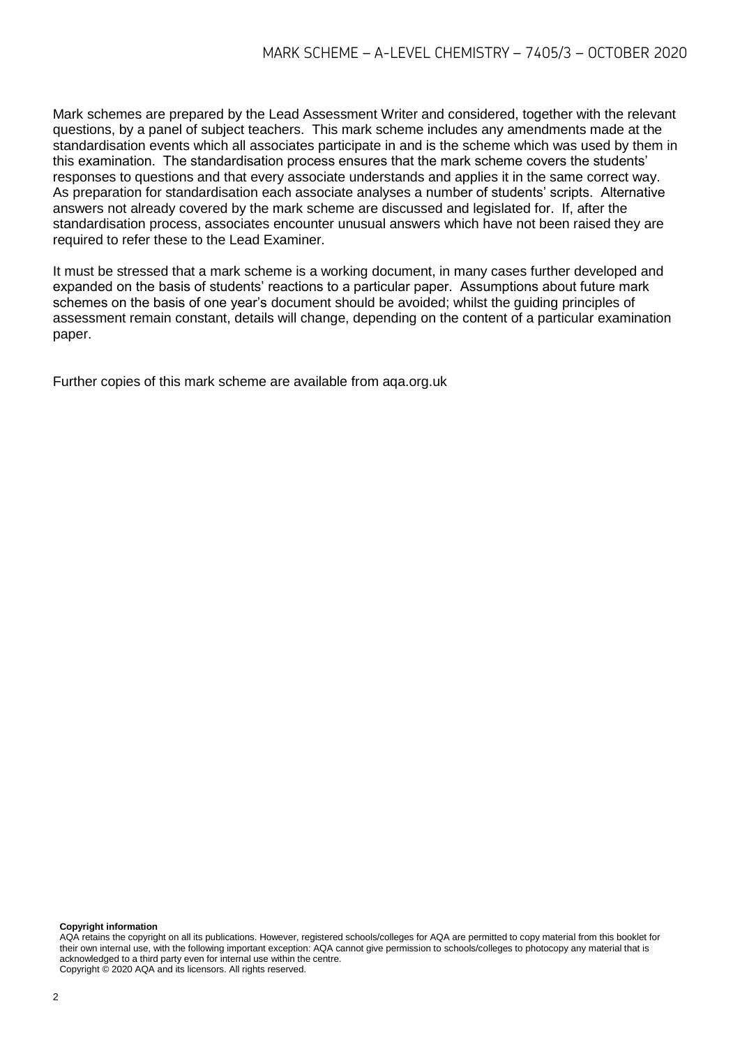Mark schemes are prepared by the Lead Assessment Writer and considered, together with the relevant questions, by a panel of subject teachers. This mark scheme includes any amendments made at the standardisation events which all associates participate in and is the scheme which was used by them in this examination. The standardisation process ensures that the mark scheme covers the students' responses to questions and that every associate understands and applies it in the same correct way. As preparation for standardisation each associate analyses a number of students' scripts. Alternative answers not already covered by the mark scheme are discussed and legislated for. If, after the standardisation process, associates encounter unusual answers which have not been raised they are required to refer these to the Lead Examiner.

It must be stressed that a mark scheme is a working document, in many cases further developed and expanded on the basis of students' reactions to a particular paper. Assumptions about future mark schemes on the basis of one year's document should be avoided; whilst the guiding principles of assessment remain constant, details will change, depending on the content of a particular examination paper.

Further copies of this mark scheme are available from aqa.org.uk

**Copyright information**

AQA retains the copyright on all its publications. However, registered schools/colleges for AQA are permitted to copy material from this booklet for their own internal use, with the following important exception: AQA cannot give permission to schools/colleges to photocopy any material that is acknowledged to a third party even for internal use within the centre.

Copyright © 2020 AQA and its licensors. All rights reserved.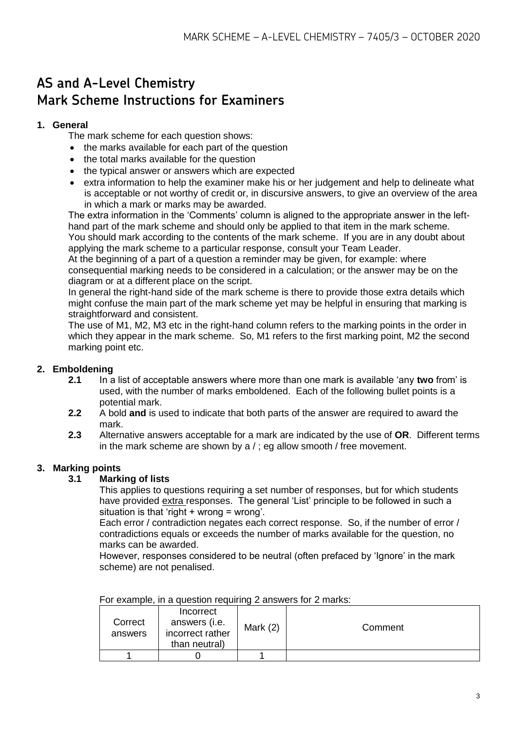# AS and A-Level Chemistry
# Mark Scheme Instructions for Examiners

## 1. General

The mark scheme for each question shows:

- the marks available for each part of the question
- the total marks available for the question
- the typical answer or answers which are expected
- extra information to help the examiner make his or her judgement and help to delineate what is acceptable or not worthy of credit or, in discursive answers, to give an overview of the area in which a mark or marks may be awarded.

The extra information in the 'Comments' column is aligned to the appropriate answer in the left-hand part of the mark scheme and should only be applied to that item in the mark scheme.

You should mark according to the contents of the mark scheme. If you are in any doubt about applying the mark scheme to a particular response, consult your Team Leader.

At the beginning of a part of a question a reminder may be given, for example: where consequential marking needs to be considered in a calculation; or the answer may be on the diagram or at a different place on the script.

In general the right-hand side of the mark scheme is there to provide those extra details which might confuse the main part of the mark scheme yet may be helpful in ensuring that marking is straightforward and consistent.

The use of M1, M2, M3 etc in the right-hand column refers to the marking points in the order in which they appear in the mark scheme. So, M1 refers to the first marking point, M2 the second marking point etc.

## 2. Emboldening

**2.1** In a list of acceptable answers where more than one mark is available 'any **two** from' is used, with the number of marks emboldened. Each of the following bullet points is a potential mark.

**2.2** A bold **and** is used to indicate that both parts of the answer are required to award the mark.

**2.3** Alternative answers acceptable for a mark are indicated by the use of **OR**. Different terms in the mark scheme are shown by a / ; eg allow smooth / free movement.

## 3. Marking points

### 3.1 Marking of lists

This applies to questions requiring a set number of responses, but for which students have provided extra responses. The general 'List' principle to be followed in such a situation is that 'right + wrong = wrong'.

Each error / contradiction negates each correct response. So, if the number of error / contradictions equals or exceeds the number of marks available for the question, no marks can be awarded.

However, responses considered to be neutral (often prefaced by 'Ignore' in the mark scheme) are not penalised.

For example, in a question requiring 2 answers for 2 marks:

| Correct answers | Incorrect answers (i.e. incorrect rather than neutral) | Mark (2) | Comment |
|---|---|---|---|
| 1 | 0 | 1 | |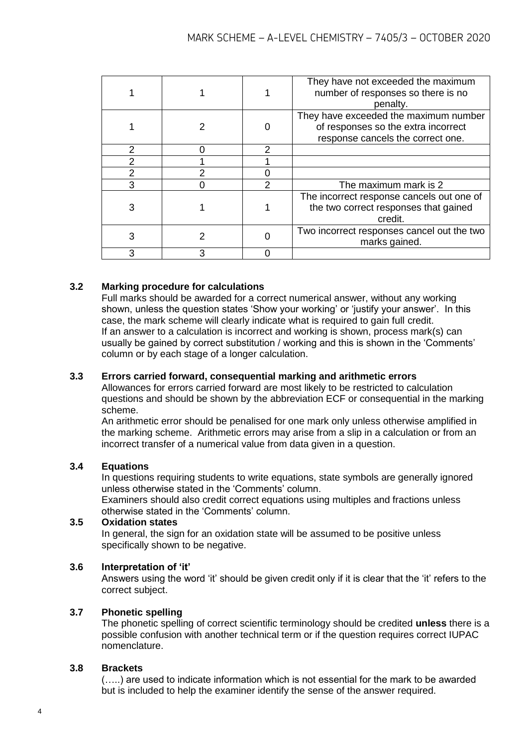| | | | |
|---|---|---|---|
| 1 | 1 | 1 | They have not exceeded the maximum number of responses so there is no penalty. |
| 1 | 2 | 0 | They have exceeded the maximum number of responses so the extra incorrect response cancels the correct one. |
| 2 | 0 | 2 | |
| 2 | 1 | 1 | |
| 2 | 2 | 0 | |
| 3 | 0 | 2 | The maximum mark is 2 |
| 3 | 1 | 1 | The incorrect response cancels out one of the two correct responses that gained credit. |
| 3 | 2 | 0 | Two incorrect responses cancel out the two marks gained. |
| 3 | 3 | 0 | |

### 3.2 Marking procedure for calculations

Full marks should be awarded for a correct numerical answer, without any working shown, unless the question states 'Show your working' or 'justify your answer'. In this case, the mark scheme will clearly indicate what is required to gain full credit.
If an answer to a calculation is incorrect and working is shown, process mark(s) can usually be gained by correct substitution / working and this is shown in the 'Comments' column or by each stage of a longer calculation.

### 3.3 Errors carried forward, consequential marking and arithmetic errors

Allowances for errors carried forward are most likely to be restricted to calculation questions and should be shown by the abbreviation ECF or consequential in the marking scheme.
An arithmetic error should be penalised for one mark only unless otherwise amplified in the marking scheme. Arithmetic errors may arise from a slip in a calculation or from an incorrect transfer of a numerical value from data given in a question.

### 3.4 Equations

In questions requiring students to write equations, state symbols are generally ignored unless otherwise stated in the 'Comments' column.
Examiners should also credit correct equations using multiples and fractions unless otherwise stated in the 'Comments' column.

### 3.5 Oxidation states

In general, the sign for an oxidation state will be assumed to be positive unless specifically shown to be negative.

### 3.6 Interpretation of 'it'

Answers using the word 'it' should be given credit only if it is clear that the 'it' refers to the correct subject.

### 3.7 Phonetic spelling

The phonetic spelling of correct scientific terminology should be credited **unless** there is a possible confusion with another technical term or if the question requires correct IUPAC nomenclature.

### 3.8 Brackets

(…..) are used to indicate information which is not essential for the mark to be awarded but is included to help the examiner identify the sense of the answer required.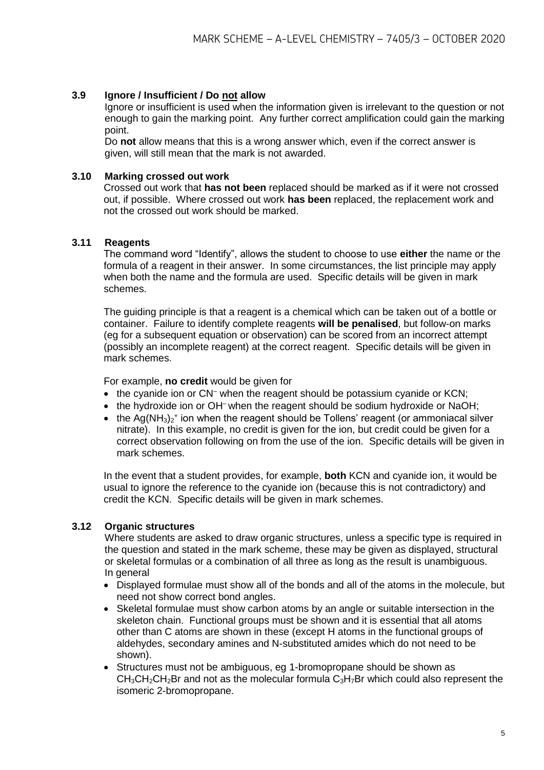### 3.9 Ignore / Insufficient / Do not allow

Ignore or insufficient is used when the information given is irrelevant to the question or not enough to gain the marking point. Any further correct amplification could gain the marking point.

Do **not** allow means that this is a wrong answer which, even if the correct answer is given, will still mean that the mark is not awarded.

### 3.10 Marking crossed out work

Crossed out work that **has not been** replaced should be marked as if it were not crossed out, if possible. Where crossed out work **has been** replaced, the replacement work and not the crossed out work should be marked.

### 3.11 Reagents

The command word "Identify", allows the student to choose to use **either** the name or the formula of a reagent in their answer. In some circumstances, the list principle may apply when both the name and the formula are used. Specific details will be given in mark schemes.

The guiding principle is that a reagent is a chemical which can be taken out of a bottle or container. Failure to identify complete reagents **will be penalised**, but follow-on marks (eg for a subsequent equation or observation) can be scored from an incorrect attempt (possibly an incomplete reagent) at the correct reagent. Specific details will be given in mark schemes.

For example, **no credit** would be given for

- the cyanide ion or $CN^-$ when the reagent should be potassium cyanide or KCN;
- the hydroxide ion or $OH^-$ when the reagent should be sodium hydroxide or NaOH;
- the $Ag(NH_3)_2^+$ ion when the reagent should be Tollens' reagent (or ammoniacal silver nitrate). In this example, no credit is given for the ion, but credit could be given for a correct observation following on from the use of the ion. Specific details will be given in mark schemes.

In the event that a student provides, for example, **both** KCN and cyanide ion, it would be usual to ignore the reference to the cyanide ion (because this is not contradictory) and credit the KCN. Specific details will be given in mark schemes.

### 3.12 Organic structures

Where students are asked to draw organic structures, unless a specific type is required in the question and stated in the mark scheme, these may be given as displayed, structural or skeletal formulas or a combination of all three as long as the result is unambiguous.

In general

- Displayed formulae must show all of the bonds and all of the atoms in the molecule, but need not show correct bond angles.
- Skeletal formulae must show carbon atoms by an angle or suitable intersection in the skeleton chain. Functional groups must be shown and it is essential that all atoms other than C atoms are shown in these (except H atoms in the functional groups of aldehydes, secondary amines and N-substituted amides which do not need to be shown).
- Structures must not be ambiguous, eg 1-bromopropane should be shown as $CH_3CH_2CH_2Br$ and not as the molecular formula $C_3H_7Br$ which could also represent the isomeric 2-bromopropane.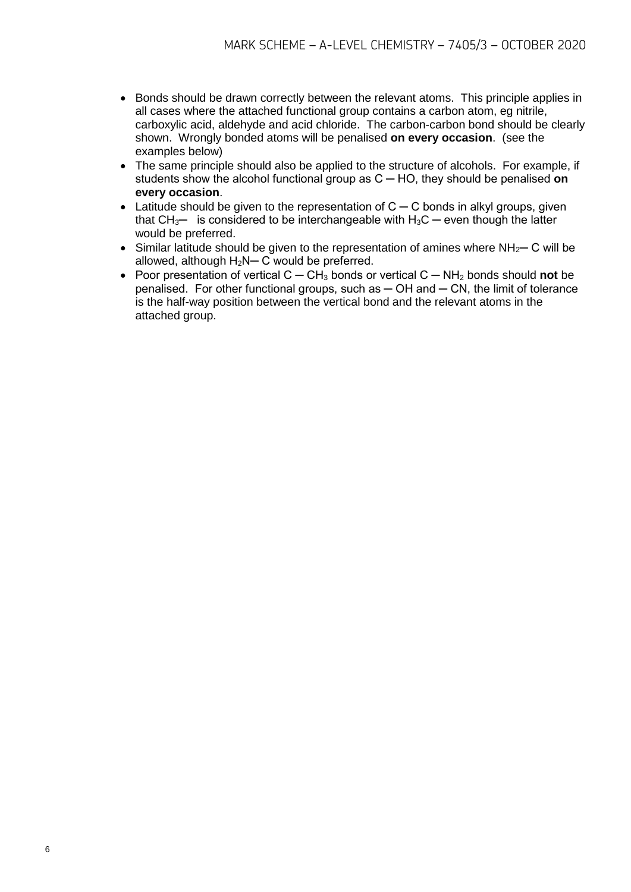- Bonds should be drawn correctly between the relevant atoms. This principle applies in all cases where the attached functional group contains a carbon atom, eg nitrile, carboxylic acid, aldehyde and acid chloride. The carbon-carbon bond should be clearly shown. Wrongly bonded atoms will be penalised **on every occasion**. (see the examples below)
- The same principle should also be applied to the structure of alcohols. For example, if students show the alcohol functional group as C ─ HO, they should be penalised **on every occasion**.
- Latitude should be given to the representation of C ─ C bonds in alkyl groups, given that $CH_3$─ is considered to be interchangeable with $H_3C$ ─ even though the latter would be preferred.
- Similar latitude should be given to the representation of amines where $NH_2$─ C will be allowed, although $H_2N$─ C would be preferred.
- Poor presentation of vertical C ─ $CH_3$ bonds or vertical C ─ $NH_2$ bonds should **not** be penalised. For other functional groups, such as ─ OH and ─ CN, the limit of tolerance is the half-way position between the vertical bond and the relevant atoms in the attached group.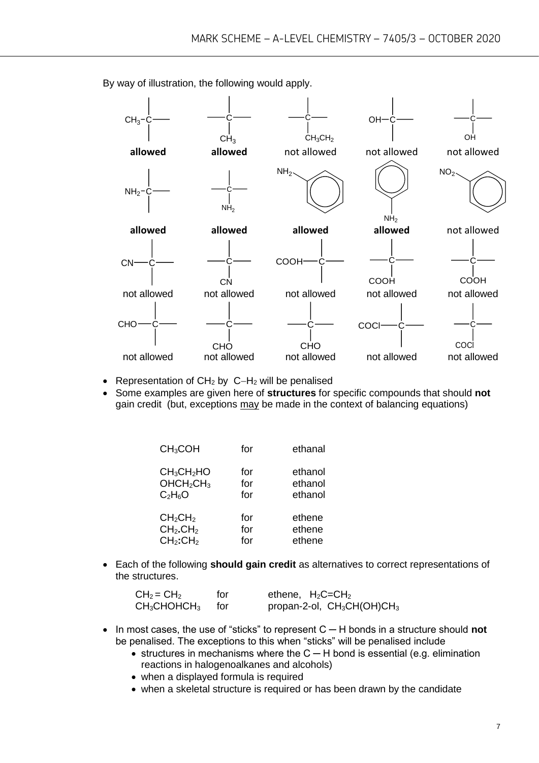By way of illustration, the following would apply.

| Structure | Verdict |
|---|---|
| $CH_3$–C (group on left) | **allowed** |
| C with $CH_3$ below | **allowed** |
| C with $CH_3CH_2$ below | not allowed |
| OH–C (group on left) | not allowed |
| C with OH below | not allowed |
| $NH_2$–C (group on left) | **allowed** |
| C with $NH_2$ below | **allowed** |
| $NH_2$ on benzene ring (upper left) | **allowed** |
| $NH_2$ on benzene ring (below) | **allowed** |
| $NO_2$ on benzene ring (upper left) | not allowed |
| CN–C (group on left) | not allowed |
| C with CN below | not allowed |
| COOH–C (group on left) | not allowed |
| C with COOH below | not allowed |
| C with COOH below | not allowed |
| CHO–C (group on left) | not allowed |
| C with CHO below | not allowed |
| C with CHO below | not allowed |
| COCl–C (group on left) | not allowed |
| C with COCl below | not allowed |

- Representation of $CH_2$ by C−$H_2$ will be penalised
- Some examples are given here of **structures** for specific compounds that should **not** gain credit (but, exceptions may be made in the context of balancing equations)

| | | |
|---|---|---|
| $CH_3COH$ | for | ethanal |
| $CH_3CH_2HO$ | for | ethanol |
| $OHCH_2CH_3$ | for | ethanol |
| $C_2H_6O$ | for | ethanol |
| $CH_2CH_2$ | for | ethene |
| $CH_2.CH_2$ | for | ethene |
| $CH_2:CH_2$ | for | ethene |

- Each of the following **should gain credit** as alternatives to correct representations of the structures.

| | | |
|---|---|---|
| $CH_2 = CH_2$ | for | ethene, $H_2C{=}CH_2$ |
| $CH_3CHOHCH_3$ | for | propan-2-ol, $CH_3CH(OH)CH_3$ |

- In most cases, the use of "sticks" to represent C ─ H bonds in a structure should **not** be penalised. The exceptions to this when "sticks" will be penalised include
  - structures in mechanisms where the C ─ H bond is essential (e.g. elimination reactions in halogenoalkanes and alcohols)
  - when a displayed formula is required
  - when a skeletal structure is required or has been drawn by the candidate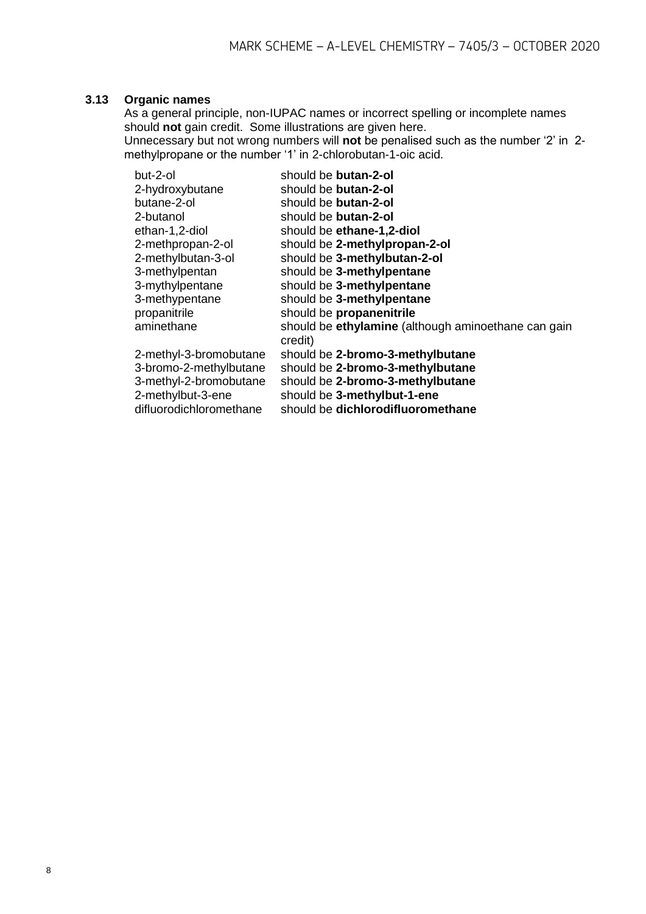### 3.13 Organic names

As a general principle, non-IUPAC names or incorrect spelling or incomplete names should **not** gain credit. Some illustrations are given here.
Unnecessary but not wrong numbers will **not** be penalised such as the number '2' in 2-methylpropane or the number '1' in 2-chlorobutan-1-oic acid.

| | |
|---|---|
| but-2-ol | should be **butan-2-ol** |
| 2-hydroxybutane | should be **butan-2-ol** |
| butane-2-ol | should be **butan-2-ol** |
| 2-butanol | should be **butan-2-ol** |
| ethan-1,2-diol | should be **ethane-1,2-diol** |
| 2-methpropan-2-ol | should be **2-methylpropan-2-ol** |
| 2-methylbutan-3-ol | should be **3-methylbutan-2-ol** |
| 3-methylpentan | should be **3-methylpentane** |
| 3-mythylpentane | should be **3-methylpentane** |
| 3-methypentane | should be **3-methylpentane** |
| propanitrile | should be **propanenitrile** |
| aminethane | should be **ethylamine** (although aminoethane can gain credit) |
| 2-methyl-3-bromobutane | should be **2-bromo-3-methylbutane** |
| 3-bromo-2-methylbutane | should be **2-bromo-3-methylbutane** |
| 3-methyl-2-bromobutane | should be **2-bromo-3-methylbutane** |
| 2-methylbut-3-ene | should be **3-methylbut-1-ene** |
| difluorodichloromethane | should be **dichlorodifluoromethane** |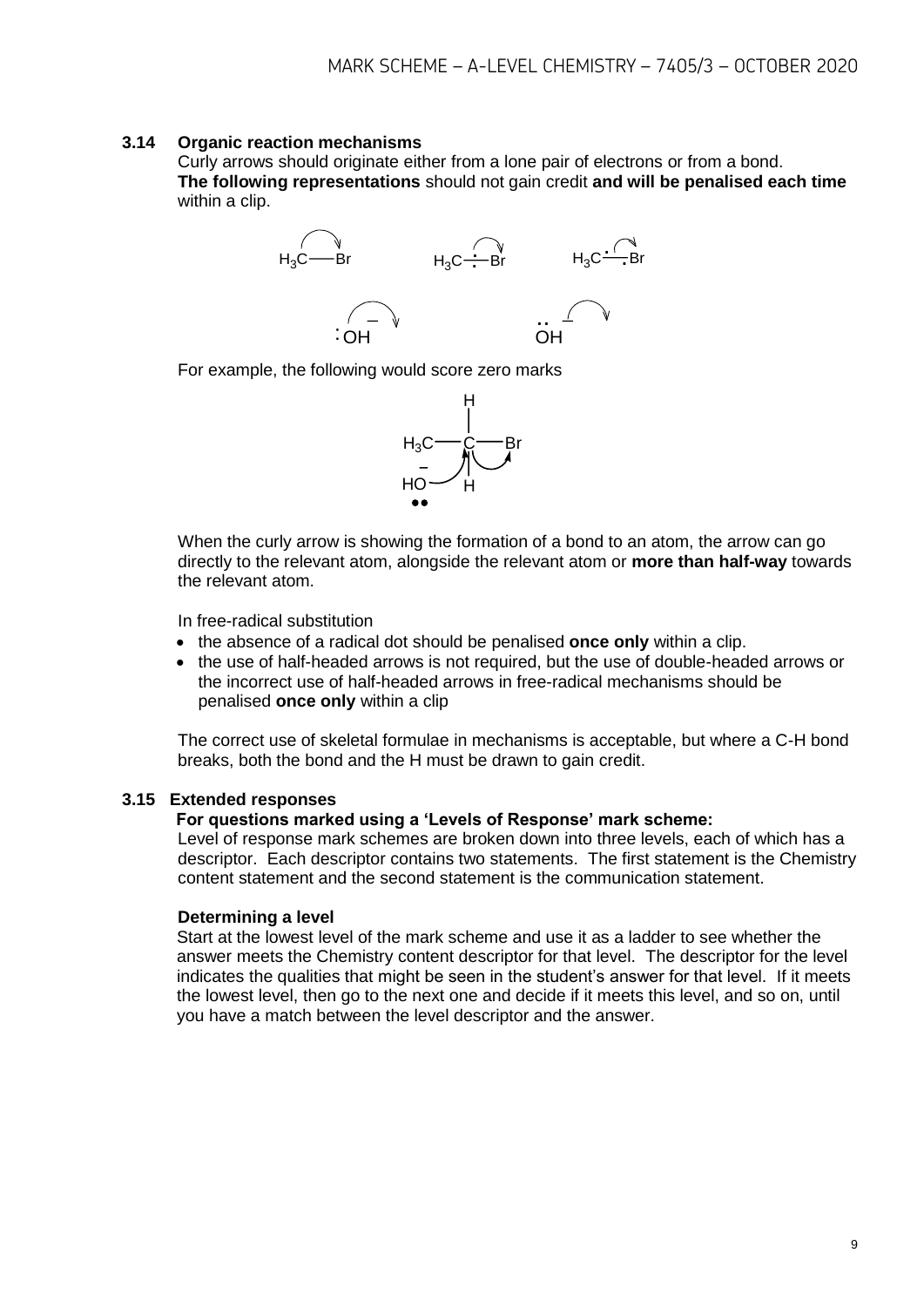### 3.14 Organic reaction mechanisms

Curly arrows should originate either from a lone pair of electrons or from a bond.
**The following representations** should not gain credit **and will be penalised each time** within a clip.

For example, the following would score zero marks

When the curly arrow is showing the formation of a bond to an atom, the arrow can go directly to the relevant atom, alongside the relevant atom or **more than half-way** towards the relevant atom.

In free-radical substitution

- the absence of a radical dot should be penalised **once only** within a clip.
- the use of half-headed arrows is not required, but the use of double-headed arrows or the incorrect use of half-headed arrows in free-radical mechanisms should be penalised **once only** within a clip

The correct use of skeletal formulae in mechanisms is acceptable, but where a C-H bond breaks, both the bond and the H must be drawn to gain credit.

### 3.15 Extended responses

**For questions marked using a 'Levels of Response' mark scheme:**

Level of response mark schemes are broken down into three levels, each of which has a descriptor. Each descriptor contains two statements. The first statement is the Chemistry content statement and the second statement is the communication statement.

**Determining a level**

Start at the lowest level of the mark scheme and use it as a ladder to see whether the answer meets the Chemistry content descriptor for that level. The descriptor for the level indicates the qualities that might be seen in the student's answer for that level. If it meets the lowest level, then go to the next one and decide if it meets this level, and so on, until you have a match between the level descriptor and the answer.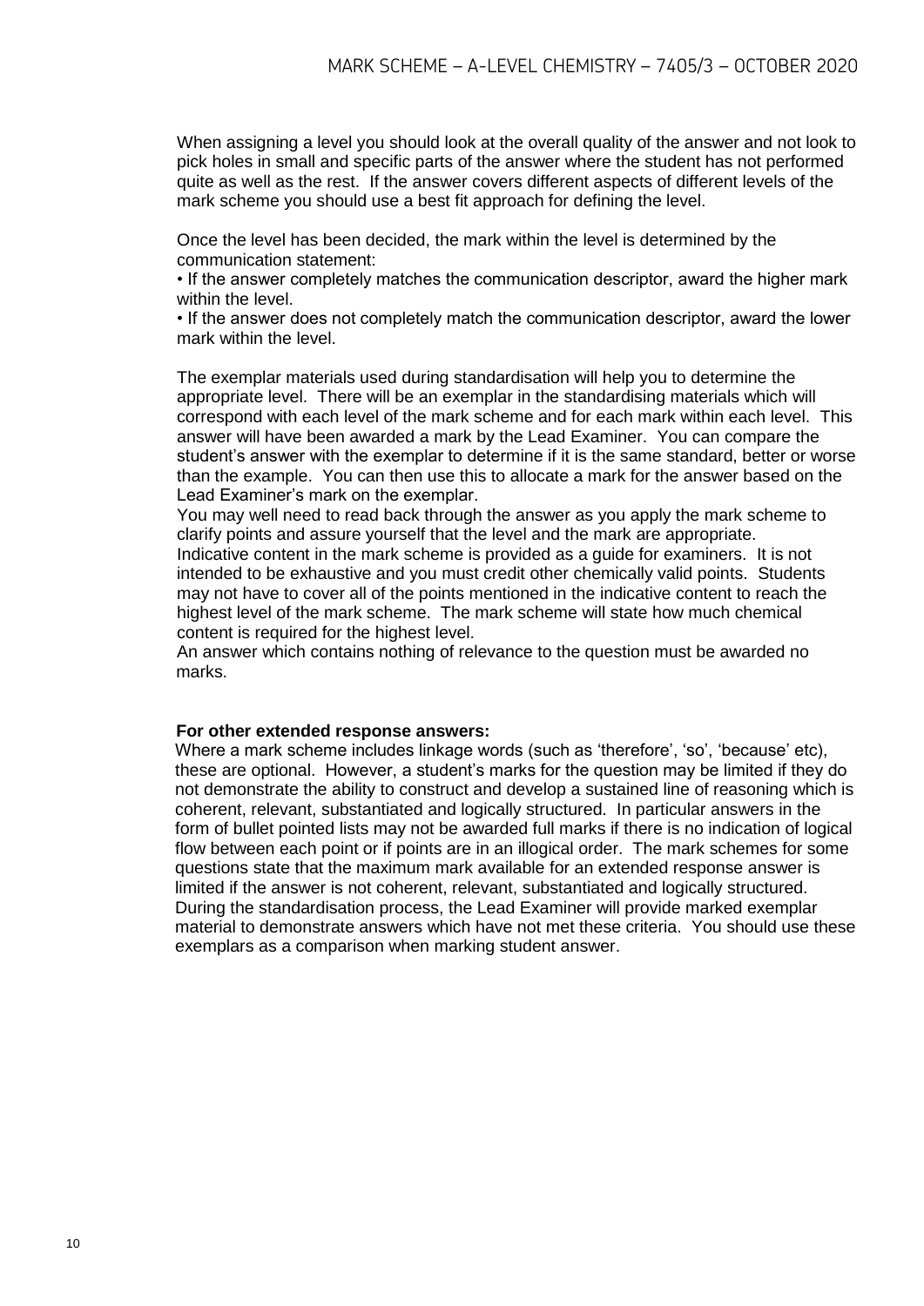When assigning a level you should look at the overall quality of the answer and not look to pick holes in small and specific parts of the answer where the student has not performed quite as well as the rest. If the answer covers different aspects of different levels of the mark scheme you should use a best fit approach for defining the level.

Once the level has been decided, the mark within the level is determined by the communication statement:

• If the answer completely matches the communication descriptor, award the higher mark within the level.

• If the answer does not completely match the communication descriptor, award the lower mark within the level.

The exemplar materials used during standardisation will help you to determine the appropriate level. There will be an exemplar in the standardising materials which will correspond with each level of the mark scheme and for each mark within each level. This answer will have been awarded a mark by the Lead Examiner. You can compare the student's answer with the exemplar to determine if it is the same standard, better or worse than the example. You can then use this to allocate a mark for the answer based on the Lead Examiner's mark on the exemplar.

You may well need to read back through the answer as you apply the mark scheme to clarify points and assure yourself that the level and the mark are appropriate.

Indicative content in the mark scheme is provided as a guide for examiners. It is not intended to be exhaustive and you must credit other chemically valid points. Students may not have to cover all of the points mentioned in the indicative content to reach the highest level of the mark scheme. The mark scheme will state how much chemical content is required for the highest level.

An answer which contains nothing of relevance to the question must be awarded no marks.

**For other extended response answers:**

Where a mark scheme includes linkage words (such as 'therefore', 'so', 'because' etc), these are optional. However, a student's marks for the question may be limited if they do not demonstrate the ability to construct and develop a sustained line of reasoning which is coherent, relevant, substantiated and logically structured. In particular answers in the form of bullet pointed lists may not be awarded full marks if there is no indication of logical flow between each point or if points are in an illogical order. The mark schemes for some questions state that the maximum mark available for an extended response answer is limited if the answer is not coherent, relevant, substantiated and logically structured. During the standardisation process, the Lead Examiner will provide marked exemplar material to demonstrate answers which have not met these criteria. You should use these exemplars as a comparison when marking student answer.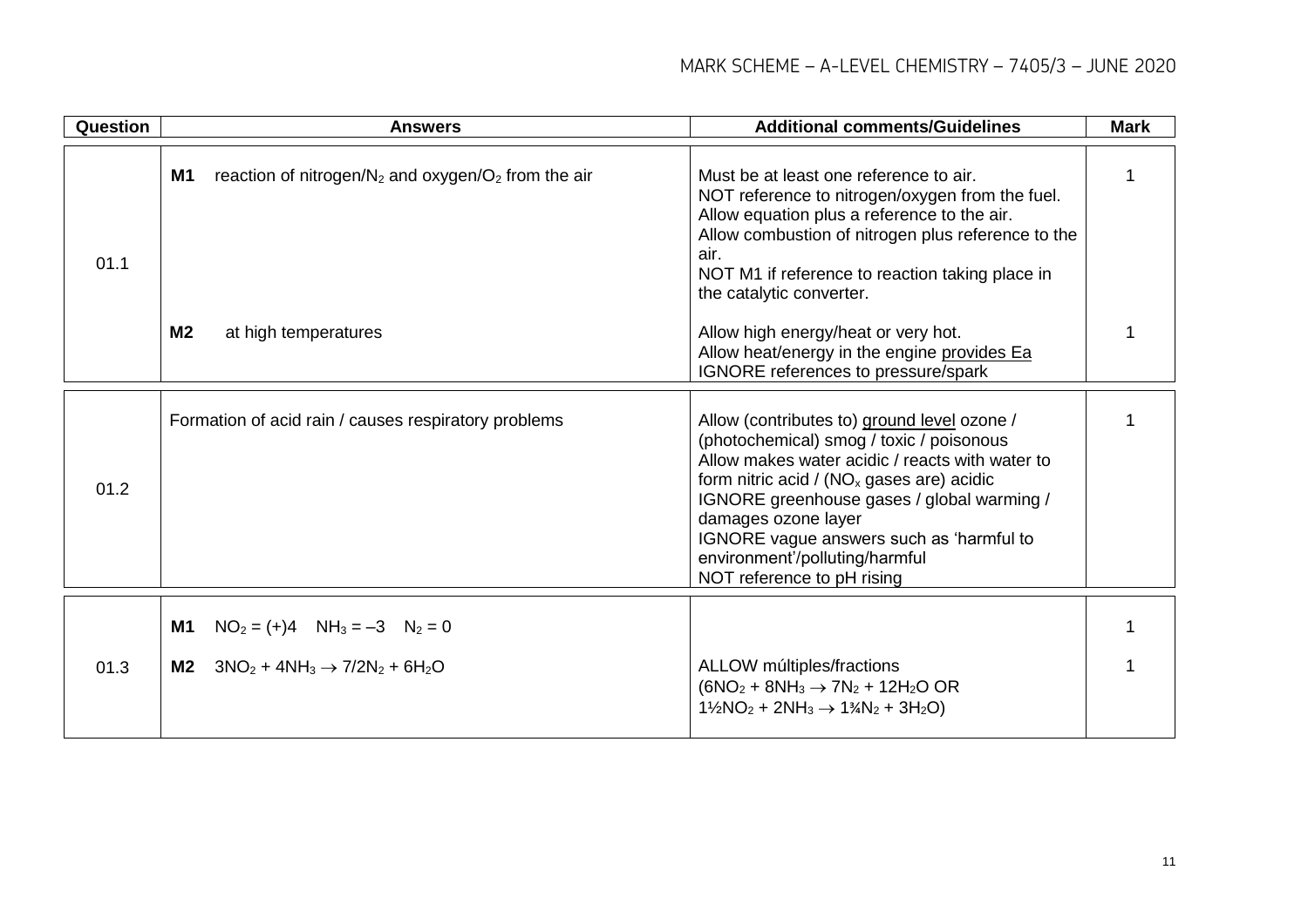| Question | Answers | Additional comments/Guidelines | Mark |
|---|---|---|---|
| 01.1 | **M1** reaction of nitrogen/$N_2$ and oxygen/$O_2$ from the air | Must be at least one reference to air.<br>NOT reference to nitrogen/oxygen from the fuel.<br>Allow equation plus a reference to the air.<br>Allow combustion of nitrogen plus reference to the air.<br>NOT M1 if reference to reaction taking place in the catalytic converter. | 1 |
| | **M2** at high temperatures | Allow high energy/heat or very hot.<br>Allow heat/energy in the engine provides Ea<br>IGNORE references to pressure/spark | 1 |
| 01.2 | Formation of acid rain / causes respiratory problems | Allow (contributes to) ground level ozone / (photochemical) smog / toxic / poisonous<br>Allow makes water acidic / reacts with water to form nitric acid / ($NO_x$ gases are) acidic<br>IGNORE greenhouse gases / global warming / damages ozone layer<br>IGNORE vague answers such as 'harmful to environment'/polluting/harmful<br>NOT reference to pH rising | 1 |
| 01.3 | **M1** $NO_2 = (+)4$ $NH_3 = -3$ $N_2 = 0$ | | 1 |
| | **M2** $3NO_2 + 4NH_3 \rightarrow 7/2N_2 + 6H_2O$ | ALLOW múltiples/fractions<br>($6NO_2 + 8NH_3 \rightarrow 7N_2 + 12H_2O$ OR<br>$1\frac{1}{2}NO_2 + 2NH_3 \rightarrow 1\frac{3}{4}N_2 + 3H_2O$) | 1 |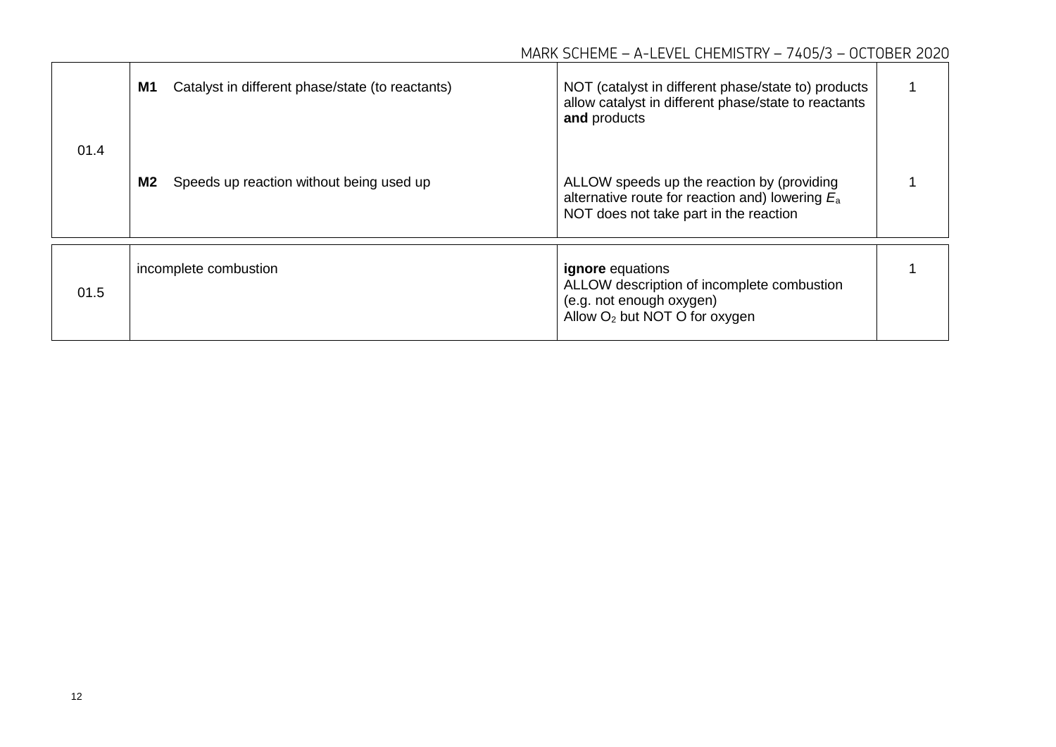| Question | Answers | Additional comments/Guidance | Mark |
|---|---|---|---|
| 01.4 | **M1** Catalyst in different phase/state (to reactants) | NOT (catalyst in different phase/state to) products<br>allow catalyst in different phase/state to reactants **and** products | 1 |
| | **M2** Speeds up reaction without being used up | ALLOW speeds up the reaction by (providing alternative route for reaction and) lowering $E_a$<br>NOT does not take part in the reaction | 1 |
| 01.5 | incomplete combustion | **ignore** equations<br>ALLOW description of incomplete combustion (e.g. not enough oxygen)<br>Allow $O_2$ but NOT O for oxygen | 1 |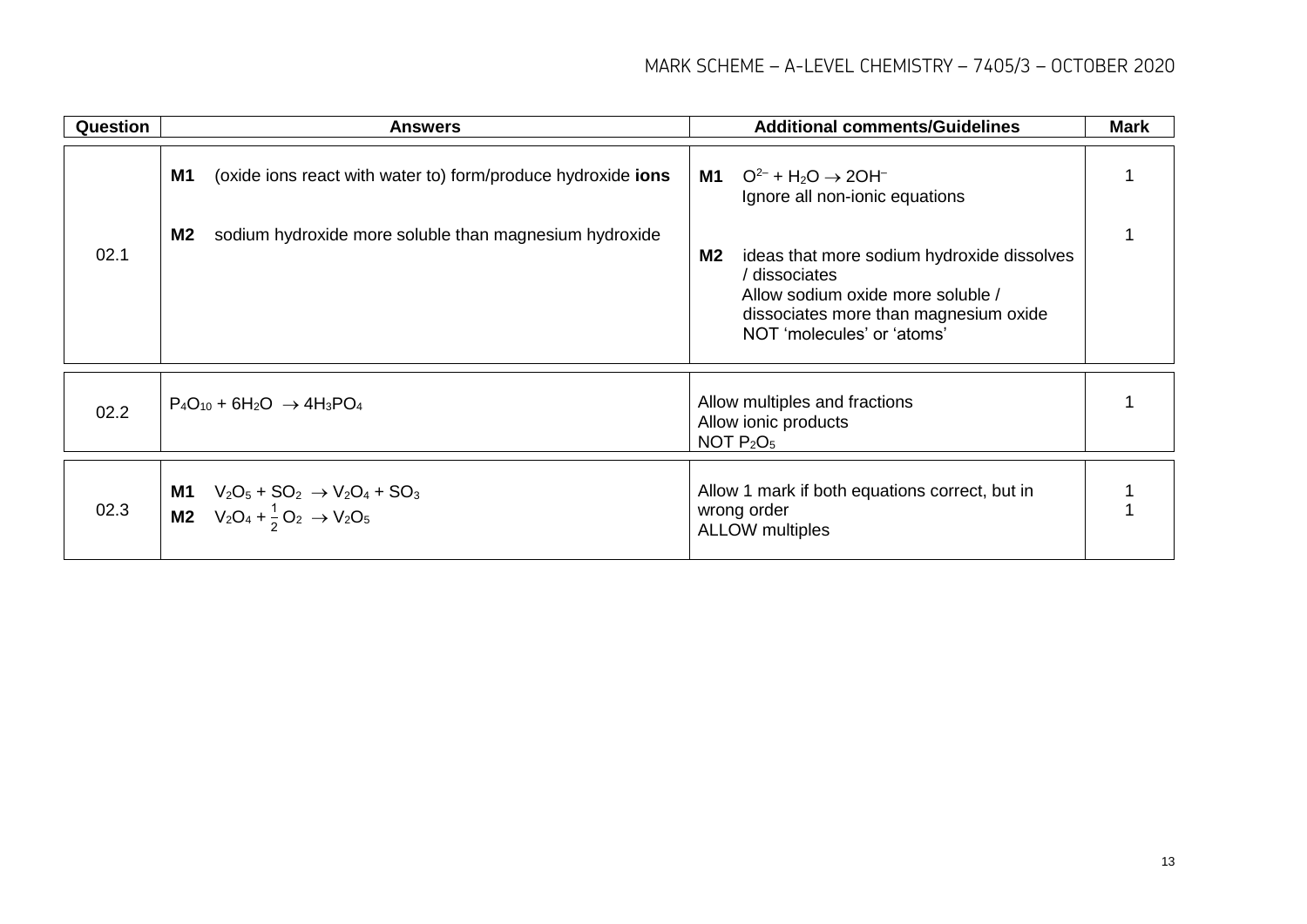| Question | Answers | Additional comments/Guidelines | Mark |
|---|---|---|---|
| 02.1 | **M1** (oxide ions react with water to) form/produce hydroxide **ions**<br><br>**M2** sodium hydroxide more soluble than magnesium hydroxide | **M1** $O^{2-} + H_2O \rightarrow 2OH^-$<br>Ignore all non-ionic equations<br><br>**M2** ideas that more sodium hydroxide dissolves / dissociates<br>Allow sodium oxide more soluble / dissociates more than magnesium oxide<br>NOT 'molecules' or 'atoms' | 1<br><br>1 |
| 02.2 | $P_4O_{10} + 6H_2O \rightarrow 4H_3PO_4$ | Allow multiples and fractions<br>Allow ionic products<br>NOT $P_2O_5$ | 1 |
| 02.3 | **M1** $V_2O_5 + SO_2 \rightarrow V_2O_4 + SO_3$<br>**M2** $V_2O_4 + \frac{1}{2}O_2 \rightarrow V_2O_5$ | Allow 1 mark if both equations correct, but in wrong order<br>ALLOW multiples | 1<br>1 |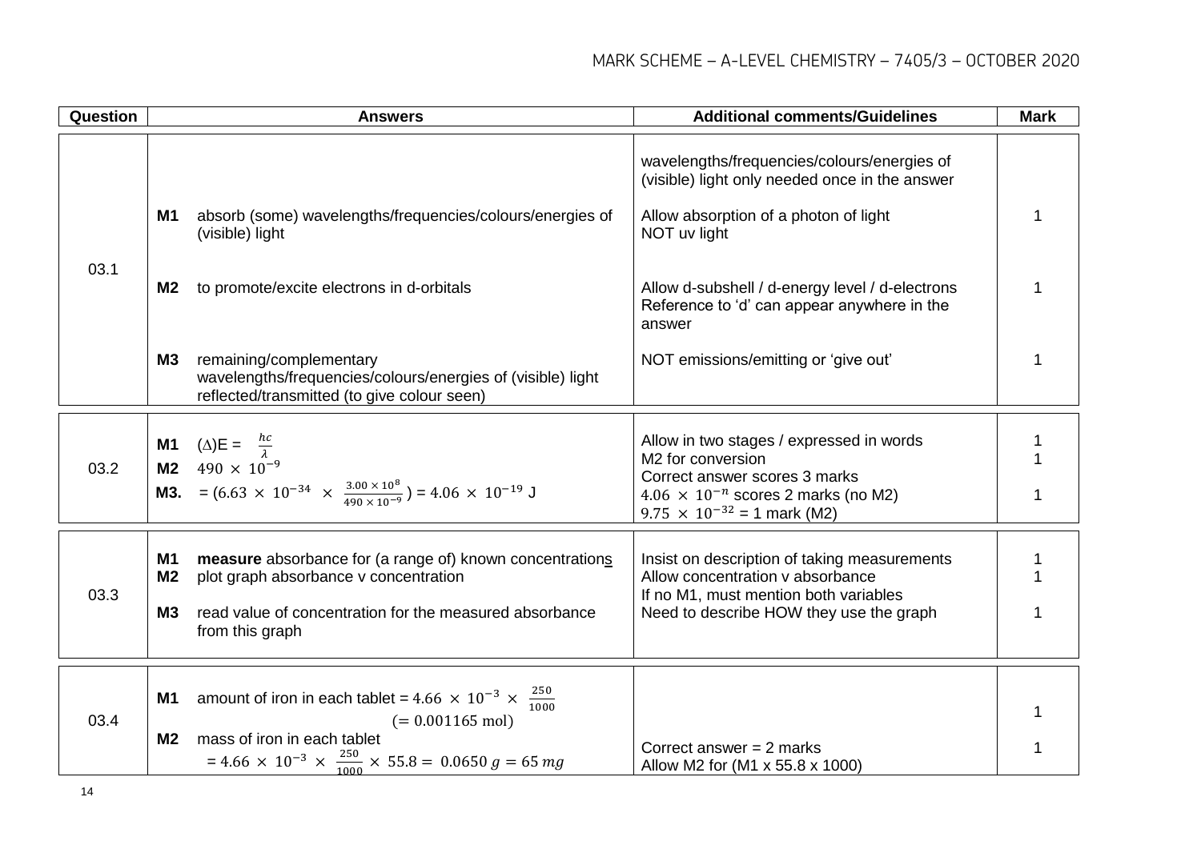| Question | Answers | Additional comments/Guidelines | Mark |
|---|---|---|---|
| 03.1 | | wavelengths/frequencies/colours/energies of (visible) light only needed once in the answer | |
| | **M1** absorb (some) wavelengths/frequencies/colours/energies of (visible) light | Allow absorption of a photon of light<br>NOT uv light | 1 |
| | **M2** to promote/excite electrons in d-orbitals | Allow d-subshell / d-energy level / d-electrons<br>Reference to 'd' can appear anywhere in the answer | 1 |
| | **M3** remaining/complementary wavelengths/frequencies/colours/energies of (visible) light reflected/transmitted (to give colour seen) | NOT emissions/emitting or 'give out' | 1 |
| 03.2 | **M1** $(\Delta)E = \frac{hc}{\lambda}$<br>**M2** $490 \times 10^{-9}$<br>**M3.** $= (6.63 \times 10^{-34} \times \frac{3.00 \times 10^{8}}{490 \times 10^{-9}}) = 4.06 \times 10^{-19}$ J | Allow in two stages / expressed in words<br>M2 for conversion<br>Correct answer scores 3 marks<br>$4.06 \times 10^{-n}$ scores 2 marks (no M2)<br>$9.75 \times 10^{-32}$ = 1 mark (M2) | 1<br>1<br><br>1 |
| 03.3 | **M1** **measure** absorbance for (a range of) known concentrations<br>**M2** plot graph absorbance v concentration<br><br>**M3** read value of concentration for the measured absorbance from this graph | Insist on description of taking measurements<br>Allow concentration v absorbance<br>If no M1, must mention both variables<br>Need to describe HOW they use the graph | 1<br>1<br><br>1 |
| 03.4 | **M1** amount of iron in each tablet = $4.66 \times 10^{-3} \times \frac{250}{1000}$ $(= 0.001165 \text{ mol})$<br>**M2** mass of iron in each tablet $= 4.66 \times 10^{-3} \times \frac{250}{1000} \times 55.8 = 0.0650\ g = 65\ mg$ | Correct answer = 2 marks<br>Allow M2 for (M1 x 55.8 x 1000) | 1<br><br>1 |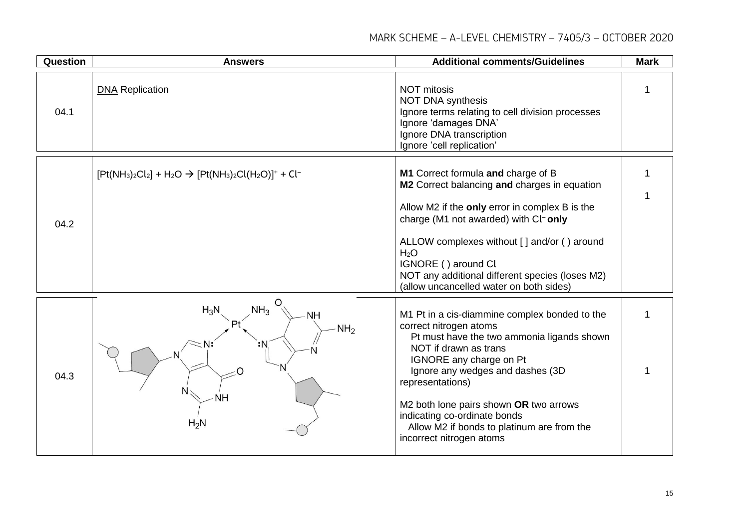| Question | Answers | Additional comments/Guidelines | Mark |
|---|---|---|---|
| 04.1 | DNA Replication | NOT mitosis<br>NOT DNA synthesis<br>Ignore terms relating to cell division processes<br>Ignore 'damages DNA'<br>Ignore DNA transcription<br>Ignore 'cell replication' | 1 |
| 04.2 | $[Pt(NH_3)_2Cl_2] + H_2O \rightarrow [Pt(NH_3)_2Cl(H_2O)]^+ + Cl^-$ | **M1** Correct formula **and** charge of B<br>**M2** Correct balancing **and** charges in equation<br><br>Allow M2 if the **only** error in complex B is the charge (M1 not awarded) with $Cl^-$ **only**<br><br>ALLOW complexes without [ ] and/or ( ) around $H_2O$<br>IGNORE ( ) around Cl<br>NOT any additional different species (loses M2) (allow uncancelled water on both sides) | 1<br><br>1 |
| 04.3 | (Structure: Pt with two $NH_3$ ligands (cis) bonded via co-ordinate bonds (arrows) from :N lone pairs of two guanine bases, each attached to a sugar–phosphate backbone) | M1 Pt in a cis-diammine complex bonded to the correct nitrogen atoms<br>Pt must have the two ammonia ligands shown<br>NOT if drawn as trans<br>IGNORE any charge on Pt<br>Ignore any wedges and dashes (3D representations)<br><br>M2 both lone pairs shown **OR** two arrows indicating co-ordinate bonds<br>Allow M2 if bonds to platinum are from the incorrect nitrogen atoms | 1<br><br>1 |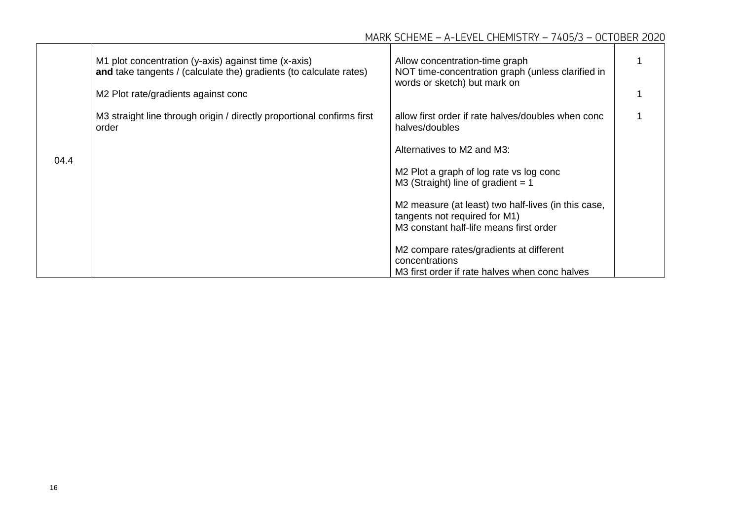| Question | Answers | Additional Comments/Guidelines | Mark |
|---|---|---|---|
| 04.4 | M1 plot concentration (y-axis) against time (x-axis) **and** take tangents / (calculate the) gradients (to calculate rates) | Allow concentration-time graph<br>NOT time-concentration graph (unless clarified in words or sketch) but mark on | 1 |
| | M2 Plot rate/gradients against conc | | 1 |
| | M3 straight line through origin / directly proportional confirms first order | allow first order if rate halves/doubles when conc halves/doubles<br><br>Alternatives to M2 and M3:<br><br>M2 Plot a graph of log rate vs log conc<br>M3 (Straight) line of gradient = 1<br><br>M2 measure (at least) two half-lives (in this case, tangents not required for M1)<br>M3 constant half-life means first order<br><br>M2 compare rates/gradients at different concentrations<br>M3 first order if rate halves when conc halves | 1 |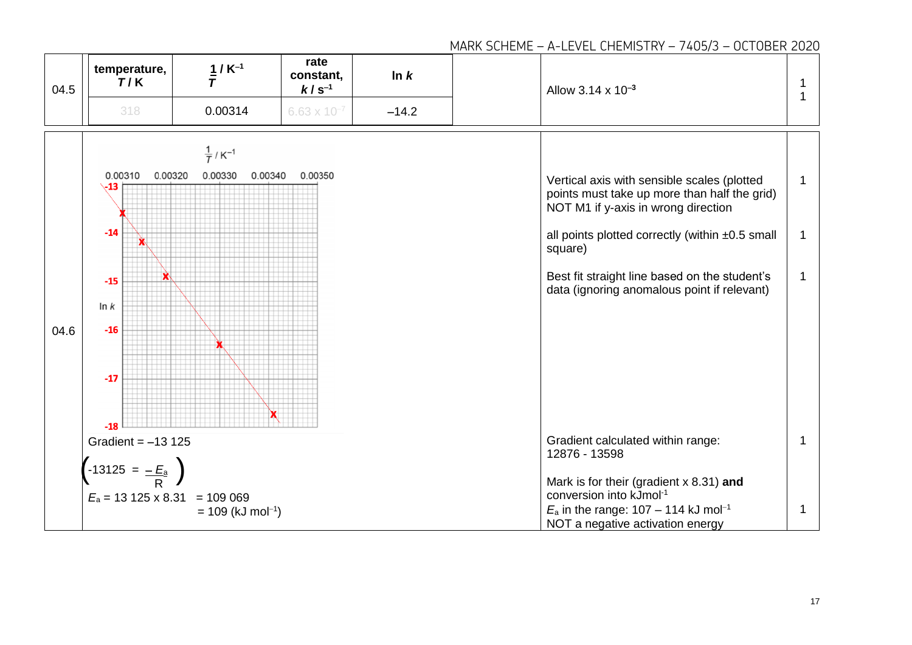| Question | Answers | Additional comments/Guidance | Mark |
|---|---|---|---|
| 04.5 | **temperature, $T$ / K**: 318; **$\frac{1}{T}$ / $K^{-1}$**: 0.00314; **rate constant, $k$ / $s^{-1}$**: $6.63 \times 10^{-7}$; **ln $k$**: −14.2 | Allow $3.14 \times 10^{-3}$ | 1<br>1 |
| 04.6 | Graph of ln $k$ (vertical axis, −13 to −18) against $\frac{1}{T}$ / $K^{-1}$ (horizontal axis, 0.00310 to 0.00350), with plotted points and best fit straight line | Vertical axis with sensible scales (plotted points must take up more than half the grid)<br>NOT M1 if y-axis in wrong direction | 1 |
| | | all points plotted correctly (within ±0.5 small square) | 1 |
| | | Best fit straight line based on the student's data (ignoring anomalous point if relevant) | 1 |
| | Gradient = −13 125 | Gradient calculated within range: 12876 - 13598 | 1 |
| | $\left(-13125 = \frac{-E_a}{R}\right)$<br>$E_a = 13\,125 \times 8.31 = 109\,069$<br>$= 109$ (kJ $mol^{-1}$) | Mark is for their (gradient x 8.31) **and** conversion into $kJmol^{-1}$<br>$E_a$ in the range: 107 – 114 kJ $mol^{-1}$<br>NOT a negative activation energy | 1 |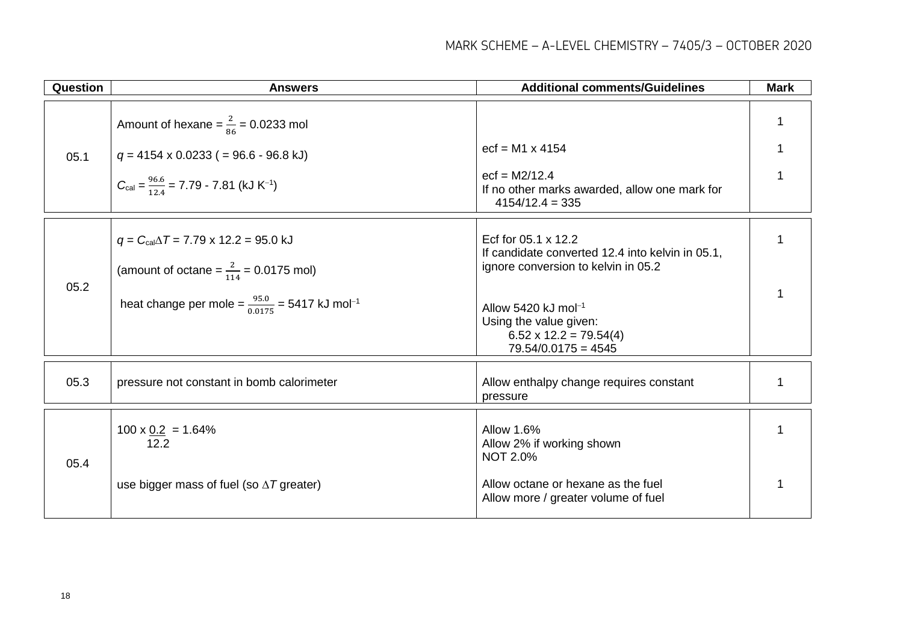| Question | Answers | Additional comments/Guidelines | Mark |
|---|---|---|---|
| 05.1 | Amount of hexane = $\frac{2}{86}$ = 0.0233 mol<br><br>$q$ = 4154 x 0.0233 ( = 96.6 - 96.8 kJ)<br><br>$C_{cal}$ = $\frac{96.6}{12.4}$ = 7.79 - 7.81 (kJ $K^{-1}$) | <br><br>ecf = M1 x 4154<br><br>ecf = M2/12.4<br>If no other marks awarded, allow one mark for 4154/12.4 = 335 | 1<br><br>1<br><br>1 |
| 05.2 | $q = C_{cal}\Delta T$ = 7.79 x 12.2 = 95.0 kJ<br><br>(amount of octane = $\frac{2}{114}$ = 0.0175 mol)<br><br>heat change per mole = $\frac{95.0}{0.0175}$ = 5417 kJ $mol^{-1}$ | Ecf for 05.1 x 12.2<br>If candidate converted 12.4 into kelvin in 05.1, ignore conversion to kelvin in 05.2<br><br>Allow 5420 kJ $mol^{-1}$<br>Using the value given:<br>6.52 x 12.2 = 79.54(4)<br>79.54/0.0175 = 4545 | 1<br><br><br><br>1 |
| 05.3 | pressure not constant in bomb calorimeter | Allow enthalpy change requires constant pressure | 1 |
| 05.4 | 100 x $\frac{0.2}{12.2}$ = 1.64%<br><br>use bigger mass of fuel (so $\Delta T$ greater) | Allow 1.6%<br>Allow 2% if working shown<br>NOT 2.0%<br><br>Allow octane or hexane as the fuel<br>Allow more / greater volume of fuel | 1<br><br><br><br>1 |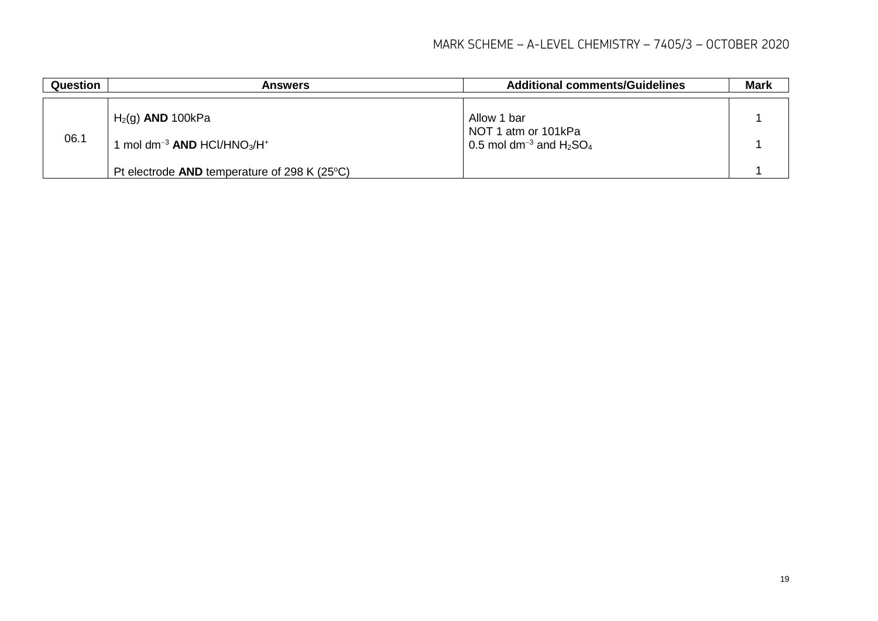| Question | Answers | Additional comments/Guidelines | Mark |
|---|---|---|---|
| 06.1 | $H_2(g)$ **AND** 100kPa | Allow 1 bar<br>NOT 1 atm or 101kPa | 1 |
| | 1 mol $dm^{-3}$ **AND** $HCl/HNO_3/H^+$ | 0.5 mol $dm^{-3}$ and $H_2SO_4$ | 1 |
| | Pt electrode **AND** temperature of 298 K (25°C) | | 1 |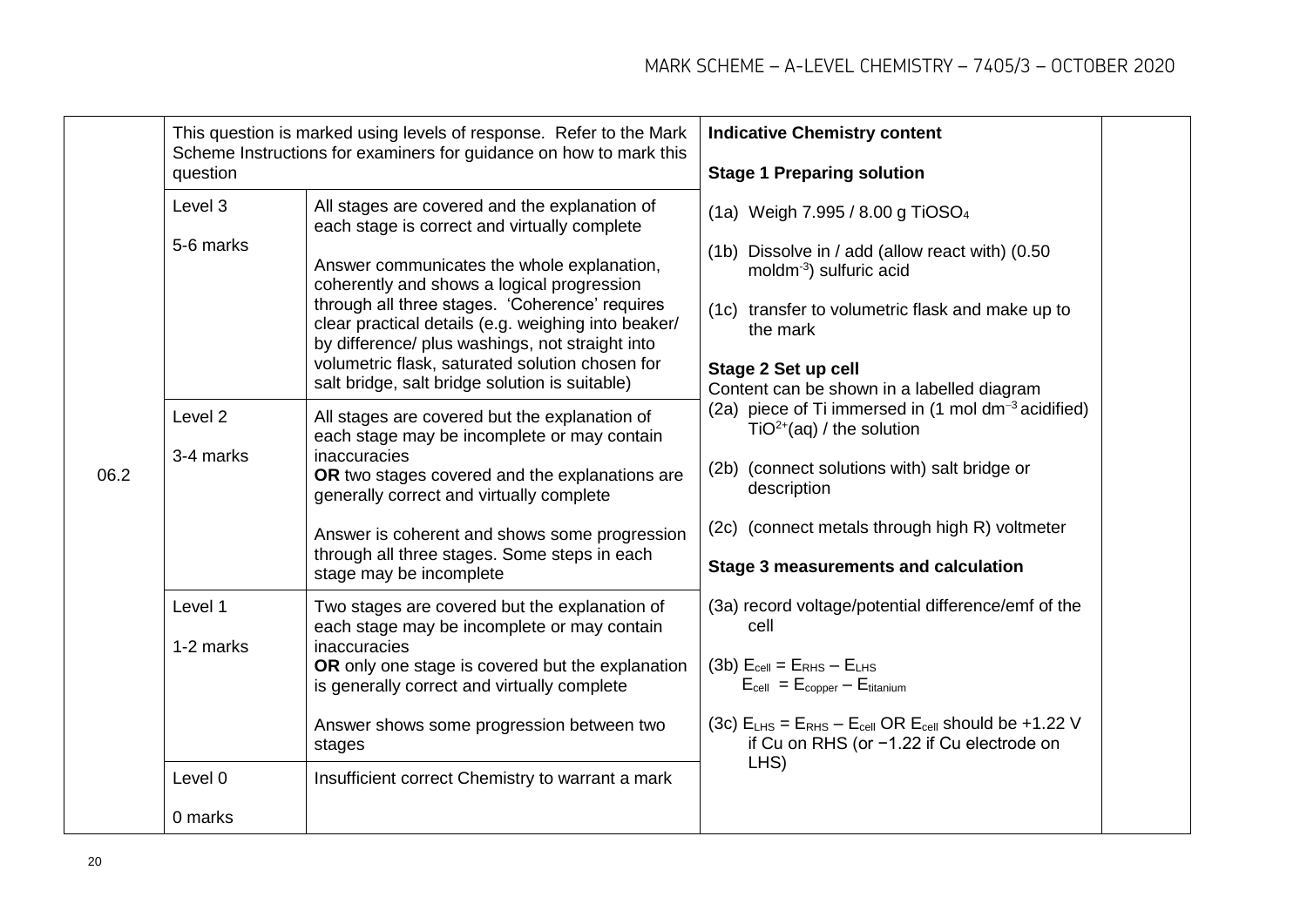| | | | | |
|---|---|---|---|---|
| 06.2 | This question is marked using levels of response. Refer to the Mark Scheme Instructions for examiners for guidance on how to mark this question | | **Indicative Chemistry content**<br><br>**Stage 1 Preparing solution**<br><br>(1a) Weigh 7.995 / 8.00 g $TiOSO_4$<br><br>(1b) Dissolve in / add (allow react with) (0.50 $mol dm^{-3}$) sulfuric acid<br><br>(1c) transfer to volumetric flask and make up to the mark<br><br>**Stage 2 Set up cell**<br>Content can be shown in a labelled diagram<br>(2a) piece of Ti immersed in (1 $mol dm^{-3}$ acidified) $TiO^{2+}(aq)$ / the solution<br><br>(2b) (connect solutions with) salt bridge or description<br><br>(2c) (connect metals through high R) voltmeter<br><br>**Stage 3 measurements and calculation**<br><br>(3a) record voltage/potential difference/emf of the cell<br><br>(3b) $E_{cell} = E_{RHS} - E_{LHS}$<br>$E_{cell} = E_{copper} - E_{titanium}$<br><br>(3c) $E_{LHS} = E_{RHS} - E_{cell}$ OR $E_{cell}$ should be +1.22 V if Cu on RHS (or −1.22 if Cu electrode on LHS) | |
| | Level 3<br><br>5-6 marks | All stages are covered and the explanation of each stage is correct and virtually complete<br><br>Answer communicates the whole explanation, coherently and shows a logical progression through all three stages. 'Coherence' requires clear practical details (e.g. weighing into beaker/ by difference/ plus washings, not straight into volumetric flask, saturated solution chosen for salt bridge, salt bridge solution is suitable) | | |
| | Level 2<br><br>3-4 marks | All stages are covered but the explanation of each stage may be incomplete or may contain inaccuracies<br>**OR** two stages covered and the explanations are generally correct and virtually complete<br><br>Answer is coherent and shows some progression through all three stages. Some steps in each stage may be incomplete | | |
| | Level 1<br><br>1-2 marks | Two stages are covered but the explanation of each stage may be incomplete or may contain inaccuracies<br>**OR** only one stage is covered but the explanation is generally correct and virtually complete<br><br>Answer shows some progression between two stages | | |
| | Level 0<br><br>0 marks | Insufficient correct Chemistry to warrant a mark | | |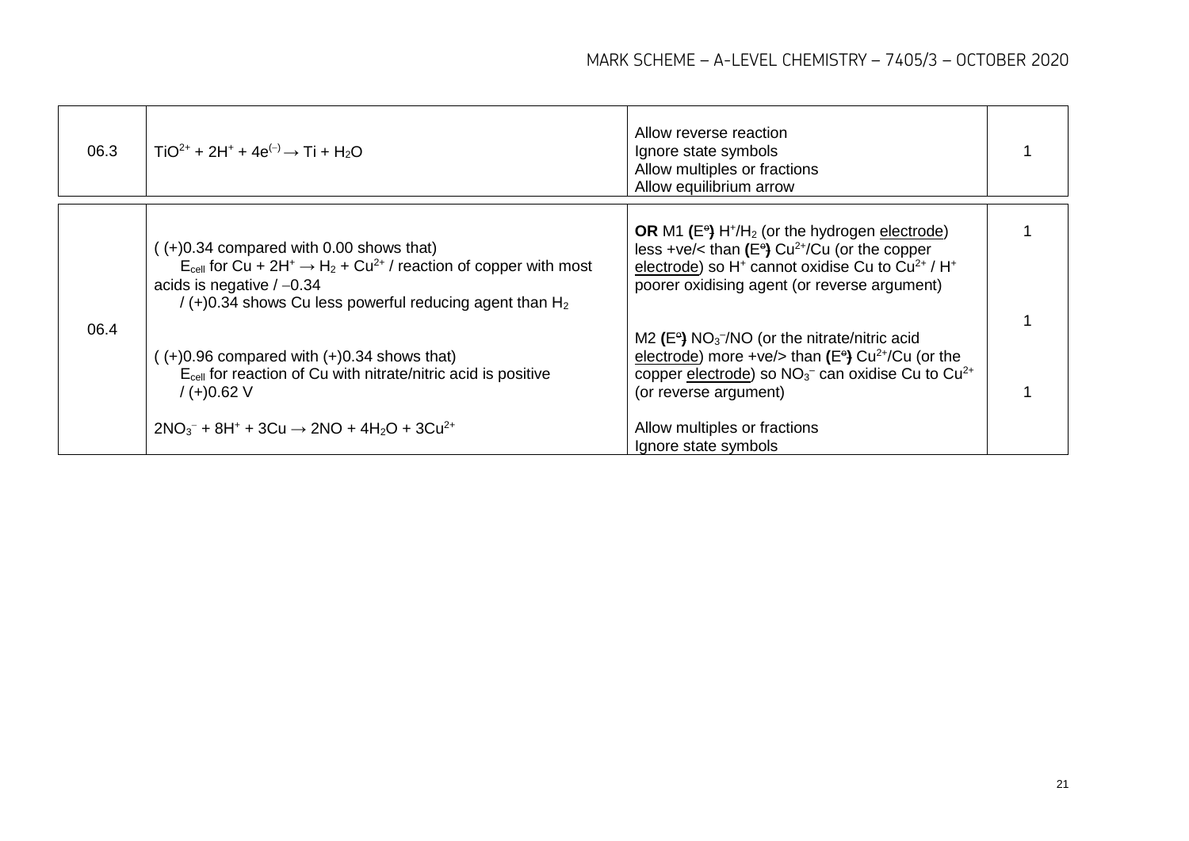| | | | |
|---|---|---|---|
| 06.3 | $TiO^{2+} + 2H^+ + 4e^{(-)} \rightarrow Ti + H_2O$ | Allow reverse reaction<br>Ignore state symbols<br>Allow multiples or fractions<br>Allow equilibrium arrow | 1 |
| 06.4 | ( (+)0.34 compared with 0.00 shows that)<br>$E_{cell}$ for $Cu + 2H^+ \rightarrow H_2 + Cu^{2+}$ / reaction of copper with most acids is negative / −0.34<br>/ (+)0.34 shows Cu less powerful reducing agent than $H_2$ | **OR** M1 ($E^{\ominus}$) $H^+/H_2$ (or the hydrogen electrode) less +ve/< than ($E^{\ominus}$) $Cu^{2+}/Cu$ (or the copper electrode) so $H^+$ cannot oxidise Cu to $Cu^{2+}$ / $H^+$ poorer oxidising agent (or reverse argument) | 1 |
| | ( (+)0.96 compared with (+)0.34 shows that)<br>$E_{cell}$ for reaction of Cu with nitrate/nitric acid is positive<br>/ (+)0.62 V | M2 ($E^{\ominus}$) $NO_3^-/NO$ (or the nitrate/nitric acid electrode) more +ve/> than ($E^{\ominus}$) $Cu^{2+}/Cu$ (or the copper electrode) so $NO_3^-$ can oxidise Cu to $Cu^{2+}$ (or reverse argument) | 1 |
| | $2NO_3^- + 8H^+ + 3Cu \rightarrow 2NO + 4H_2O + 3Cu^{2+}$ | Allow multiples or fractions<br>Ignore state symbols | 1 |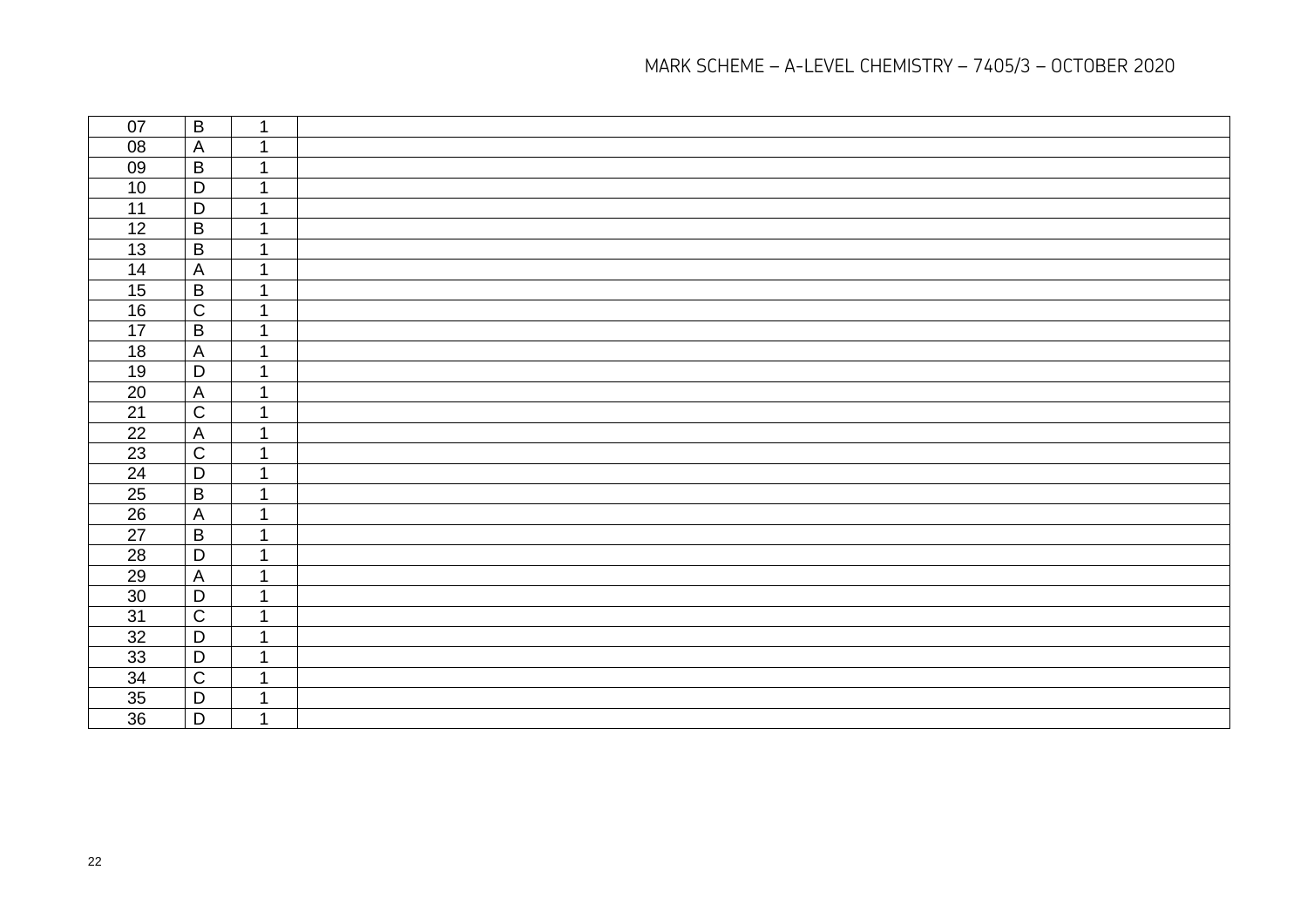| | | | |
|---|---|---|---|
| 07 | B | 1 | |
| 08 | A | 1 | |
| 09 | B | 1 | |
| 10 | D | 1 | |
| 11 | D | 1 | |
| 12 | B | 1 | |
| 13 | B | 1 | |
| 14 | A | 1 | |
| 15 | B | 1 | |
| 16 | C | 1 | |
| 17 | B | 1 | |
| 18 | A | 1 | |
| 19 | D | 1 | |
| 20 | A | 1 | |
| 21 | C | 1 | |
| 22 | A | 1 | |
| 23 | C | 1 | |
| 24 | D | 1 | |
| 25 | B | 1 | |
| 26 | A | 1 | |
| 27 | B | 1 | |
| 28 | D | 1 | |
| 29 | A | 1 | |
| 30 | D | 1 | |
| 31 | C | 1 | |
| 32 | D | 1 | |
| 33 | D | 1 | |
| 34 | C | 1 | |
| 35 | D | 1 | |
| 36 | D | 1 | |